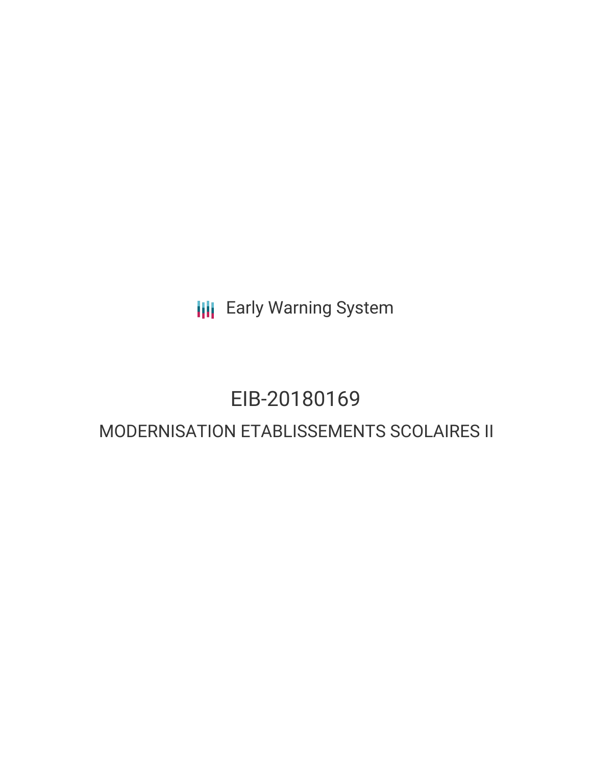Early Warning System

# EIB-20180169

## MODERNISATION ETABLISSEMENTS SCOLAIRES II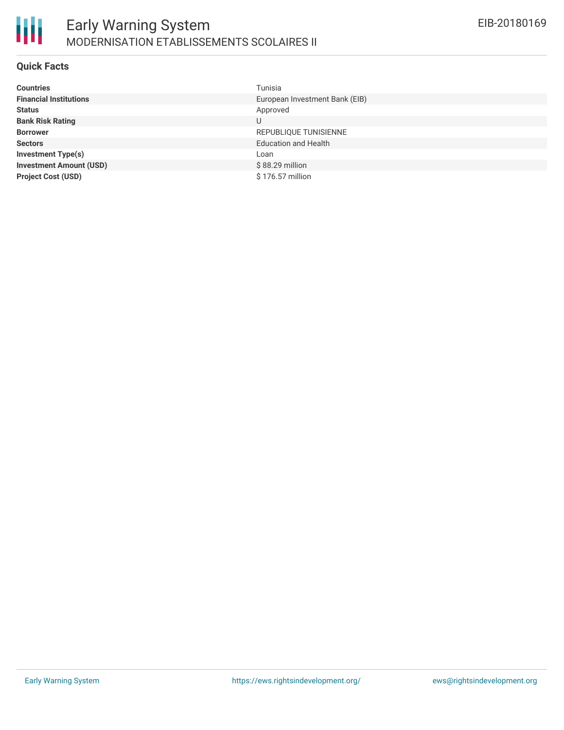# Early Warning System

## MODERNISATION ETABLISSEMENTS SCOLAIRES II

EIB-20180169

### Quick Facts

| | |
|---|---|
| **Countries** | Tunisia |
| **Financial Institutions** | European Investment Bank (EIB) |
| **Status** | Approved |
| **Bank Risk Rating** | U |
| **Borrower** | REPUBLIQUE TUNISIENNE |
| **Sectors** | Education and Health |
| **Investment Type(s)** | Loan |
| **Investment Amount (USD)** | $ 88.29 million |
| **Project Cost (USD)** | $ 176.57 million |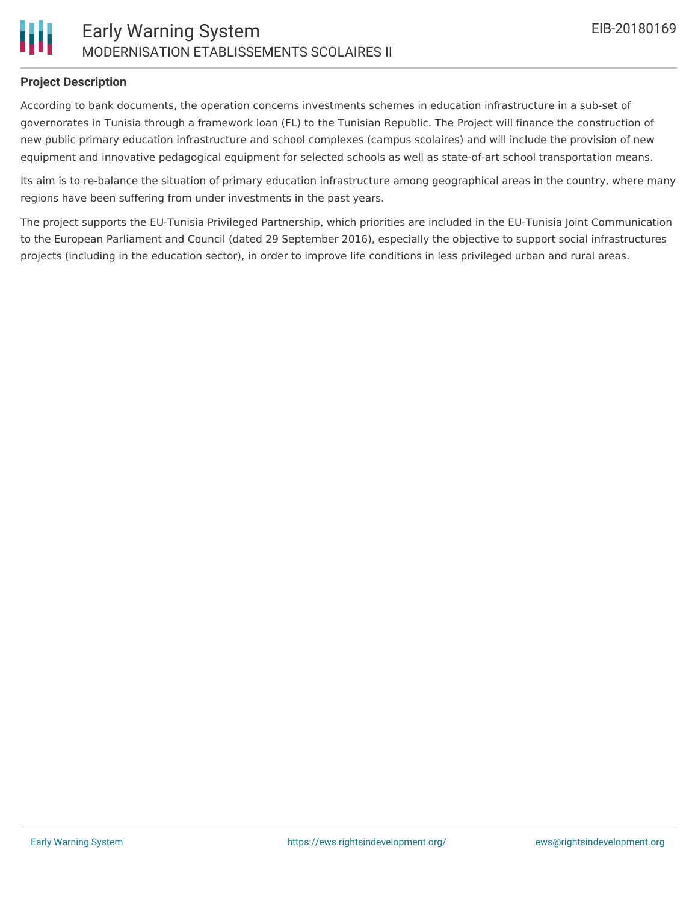## Project Description

According to bank documents, the operation concerns investments schemes in education infrastructure in a sub-set of governorates in Tunisia through a framework loan (FL) to the Tunisian Republic. The Project will finance the construction of new public primary education infrastructure and school complexes (campus scolaires) and will include the provision of new equipment and innovative pedagogical equipment for selected schools as well as state-of-art school transportation means.

Its aim is to re-balance the situation of primary education infrastructure among geographical areas in the country, where many regions have been suffering from under investments in the past years.

The project supports the EU-Tunisia Privileged Partnership, which priorities are included in the EU-Tunisia Joint Communication to the European Parliament and Council (dated 29 September 2016), especially the objective to support social infrastructures projects (including in the education sector), in order to improve life conditions in less privileged urban and rural areas.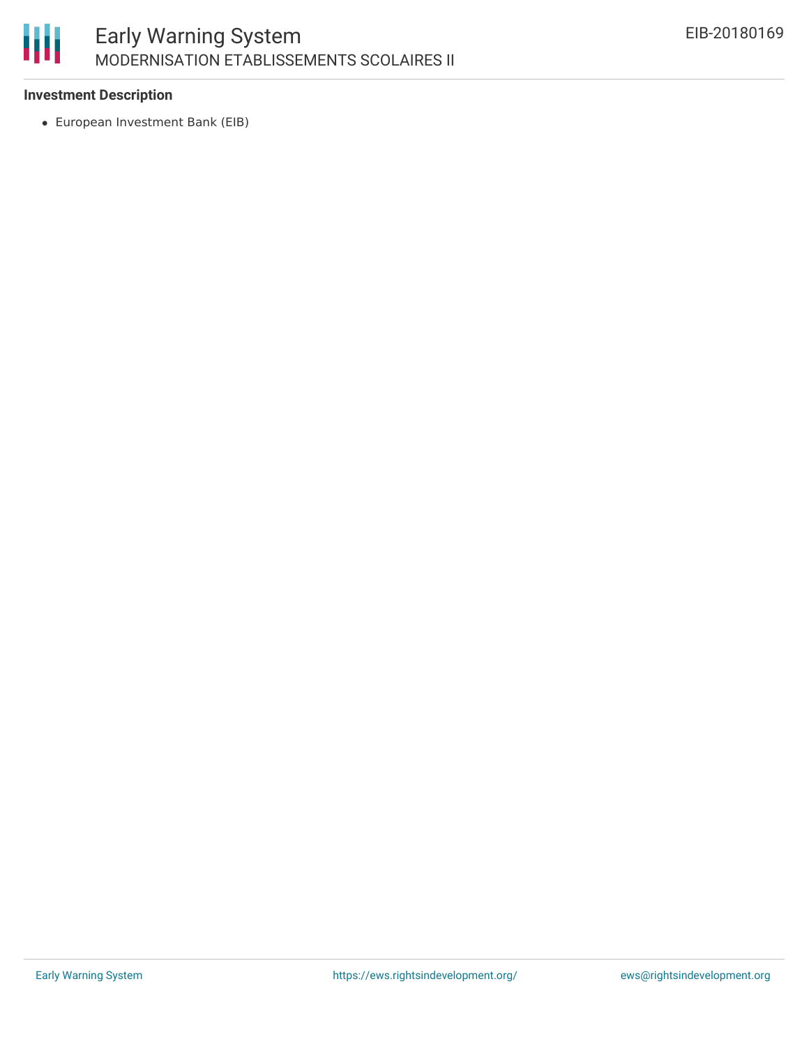**Investment Description**

- European Investment Bank (EIB)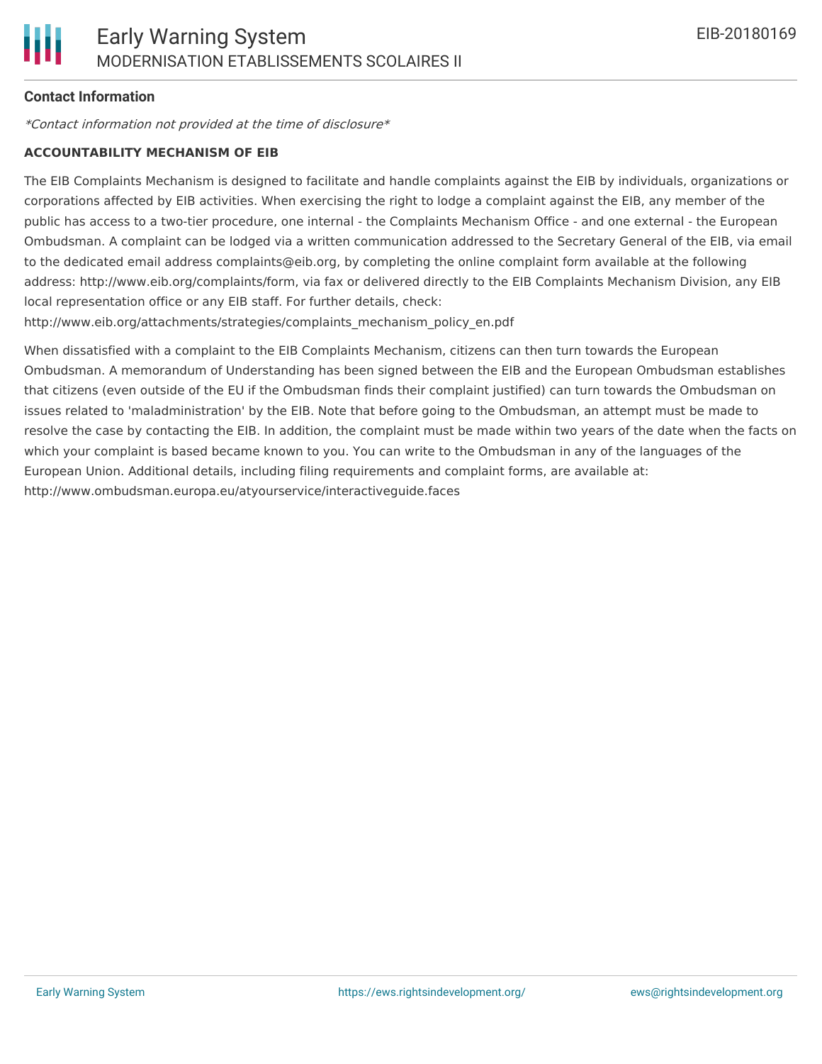**Contact Information**

*\*Contact information not provided at the time of disclosure\**

**ACCOUNTABILITY MECHANISM OF EIB**

The EIB Complaints Mechanism is designed to facilitate and handle complaints against the EIB by individuals, organizations or corporations affected by EIB activities. When exercising the right to lodge a complaint against the EIB, any member of the public has access to a two-tier procedure, one internal - the Complaints Mechanism Office - and one external - the European Ombudsman. A complaint can be lodged via a written communication addressed to the Secretary General of the EIB, via email to the dedicated email address complaints@eib.org, by completing the online complaint form available at the following address: http://www.eib.org/complaints/form, via fax or delivered directly to the EIB Complaints Mechanism Division, any EIB local representation office or any EIB staff. For further details, check: http://www.eib.org/attachments/strategies/complaints_mechanism_policy_en.pdf

When dissatisfied with a complaint to the EIB Complaints Mechanism, citizens can then turn towards the European Ombudsman. A memorandum of Understanding has been signed between the EIB and the European Ombudsman establishes that citizens (even outside of the EU if the Ombudsman finds their complaint justified) can turn towards the Ombudsman on issues related to 'maladministration' by the EIB. Note that before going to the Ombudsman, an attempt must be made to resolve the case by contacting the EIB. In addition, the complaint must be made within two years of the date when the facts on which your complaint is based became known to you. You can write to the Ombudsman in any of the languages of the European Union. Additional details, including filing requirements and complaint forms, are available at: http://www.ombudsman.europa.eu/atyourservice/interactiveguide.faces